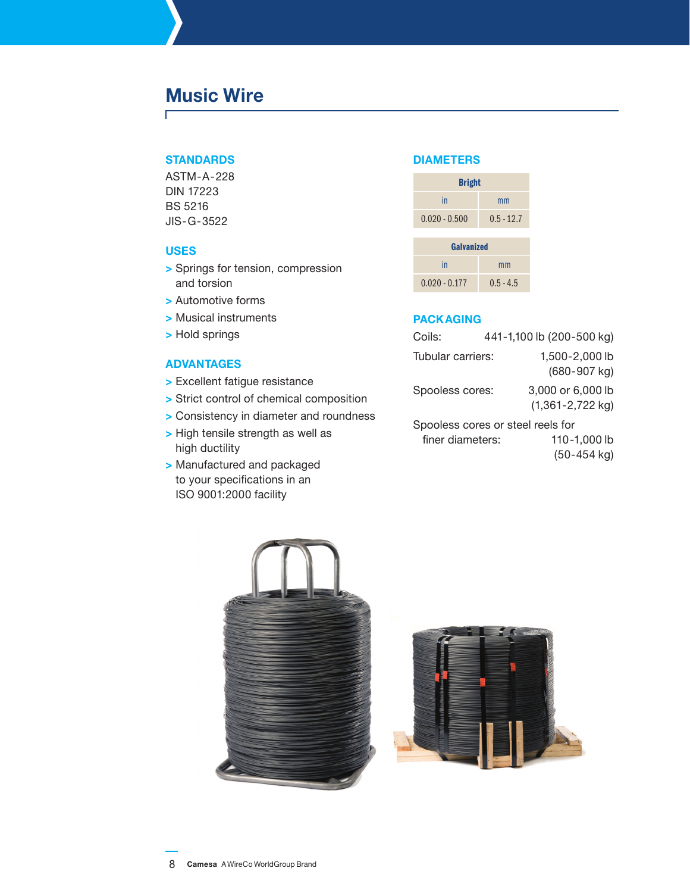# Music Wire

## STANDARDS

ASTM-A-228
DIN 17223
BS 5216
JIS-G-3522

## USES

- Springs for tension, compression and torsion
- Automotive forms
- Musical instruments
- Hold springs

## ADVANTAGES

- Excellent fatigue resistance
- Strict control of chemical composition
- Consistency in diameter and roundness
- High tensile strength as well as high ductility
- Manufactured and packaged to your specifications in an ISO 9001:2000 facility

## DIAMETERS

| Bright | |
|---|---|
| in | mm |
| 0.020 - 0.500 | 0.5 - 12.7 |

| Galvanized | |
|---|---|
| in | mm |
| 0.020 - 0.177 | 0.5 - 4.5 |

## PACKAGING

| | |
|---|---|
| Coils: | 441-1,100 lb (200-500 kg) |
| Tubular carriers: | 1,500-2,000 lb (680-907 kg) |
| Spoolless cores: | 3,000 or 6,000 lb (1,361-2,722 kg) |
| Spoolless cores or steel reels for finer diameters: | 110-1,000 lb (50-454 kg) |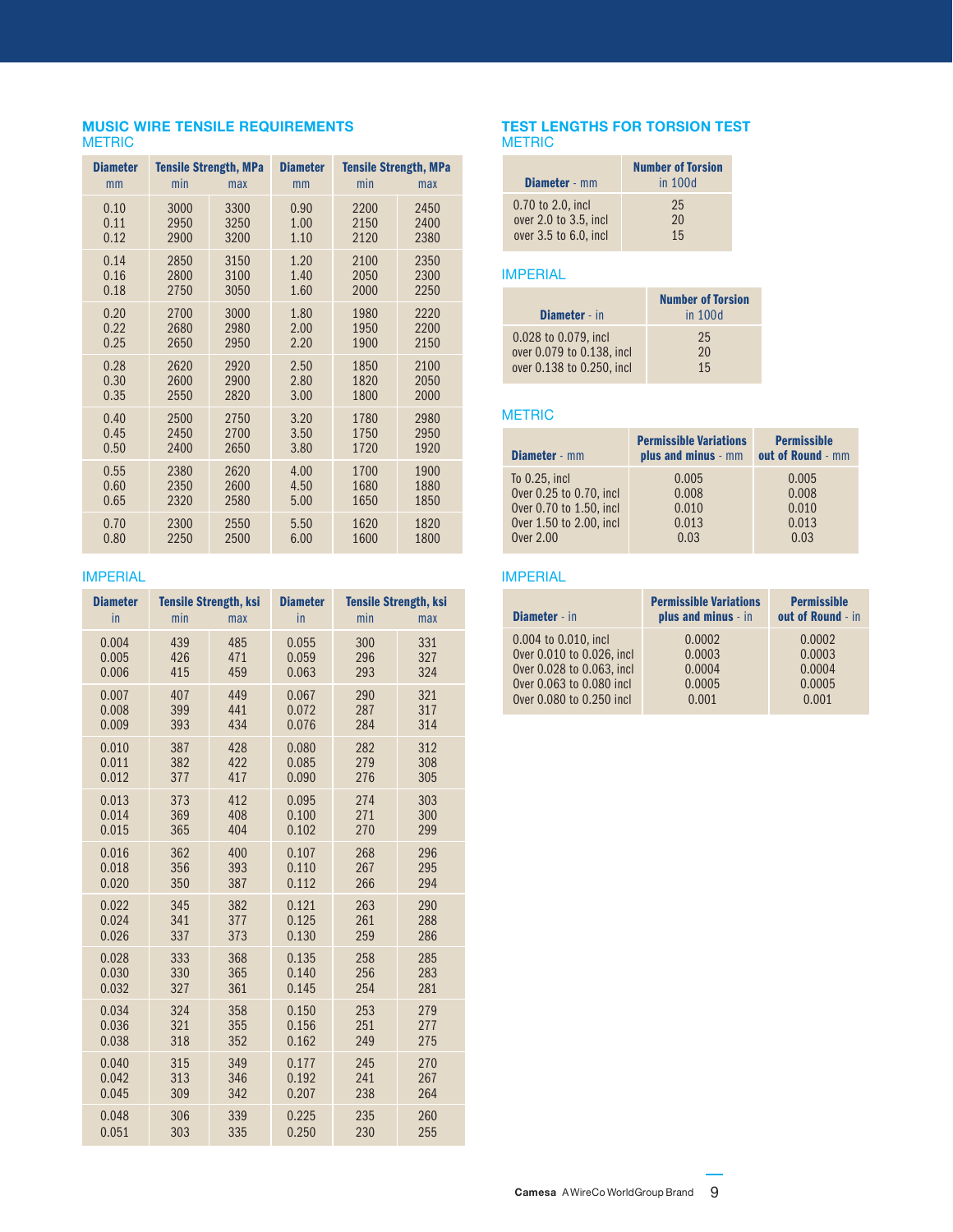## MUSIC WIRE TENSILE REQUIREMENTS

### METRIC

| Diameter mm | Tensile Strength, MPa min | Tensile Strength, MPa max | Diameter mm | Tensile Strength, MPa min | Tensile Strength, MPa max |
|---|---|---|---|---|---|
| 0.10 | 3000 | 3300 | 0.90 | 2200 | 2450 |
| 0.11 | 2950 | 3250 | 1.00 | 2150 | 2400 |
| 0.12 | 2900 | 3200 | 1.10 | 2120 | 2380 |
| 0.14 | 2850 | 3150 | 1.20 | 2100 | 2350 |
| 0.16 | 2800 | 3100 | 1.40 | 2050 | 2300 |
| 0.18 | 2750 | 3050 | 1.60 | 2000 | 2250 |
| 0.20 | 2700 | 3000 | 1.80 | 1980 | 2220 |
| 0.22 | 2680 | 2980 | 2.00 | 1950 | 2200 |
| 0.25 | 2650 | 2950 | 2.20 | 1900 | 2150 |
| 0.28 | 2620 | 2920 | 2.50 | 1850 | 2100 |
| 0.30 | 2600 | 2900 | 2.80 | 1820 | 2050 |
| 0.35 | 2550 | 2820 | 3.00 | 1800 | 2000 |
| 0.40 | 2500 | 2750 | 3.20 | 1780 | 2980 |
| 0.45 | 2450 | 2700 | 3.50 | 1750 | 2950 |
| 0.50 | 2400 | 2650 | 3.80 | 1720 | 1920 |
| 0.55 | 2380 | 2620 | 4.00 | 1700 | 1900 |
| 0.60 | 2350 | 2600 | 4.50 | 1680 | 1880 |
| 0.65 | 2320 | 2580 | 5.00 | 1650 | 1850 |
| 0.70 | 2300 | 2550 | 5.50 | 1620 | 1820 |
| 0.80 | 2250 | 2500 | 6.00 | 1600 | 1800 |

### IMPERIAL

| Diameter in | Tensile Strength, ksi min | Tensile Strength, ksi max | Diameter in | Tensile Strength, ksi min | Tensile Strength, ksi max |
|---|---|---|---|---|---|
| 0.004 | 439 | 485 | 0.055 | 300 | 331 |
| 0.005 | 426 | 471 | 0.059 | 296 | 327 |
| 0.006 | 415 | 459 | 0.063 | 293 | 324 |
| 0.007 | 407 | 449 | 0.067 | 290 | 321 |
| 0.008 | 399 | 441 | 0.072 | 287 | 317 |
| 0.009 | 393 | 434 | 0.076 | 284 | 314 |
| 0.010 | 387 | 428 | 0.080 | 282 | 312 |
| 0.011 | 382 | 422 | 0.085 | 279 | 308 |
| 0.012 | 377 | 417 | 0.090 | 276 | 305 |
| 0.013 | 373 | 412 | 0.095 | 274 | 303 |
| 0.014 | 369 | 408 | 0.100 | 271 | 300 |
| 0.015 | 365 | 404 | 0.102 | 270 | 299 |
| 0.016 | 362 | 400 | 0.107 | 268 | 296 |
| 0.018 | 356 | 393 | 0.110 | 267 | 295 |
| 0.020 | 350 | 387 | 0.112 | 266 | 294 |
| 0.022 | 345 | 382 | 0.121 | 263 | 290 |
| 0.024 | 341 | 377 | 0.125 | 261 | 288 |
| 0.026 | 337 | 373 | 0.130 | 259 | 286 |
| 0.028 | 333 | 368 | 0.135 | 258 | 285 |
| 0.030 | 330 | 365 | 0.140 | 256 | 283 |
| 0.032 | 327 | 361 | 0.145 | 254 | 281 |
| 0.034 | 324 | 358 | 0.150 | 253 | 279 |
| 0.036 | 321 | 355 | 0.156 | 251 | 277 |
| 0.038 | 318 | 352 | 0.162 | 249 | 275 |
| 0.040 | 315 | 349 | 0.177 | 245 | 270 |
| 0.042 | 313 | 346 | 0.192 | 241 | 267 |
| 0.045 | 309 | 342 | 0.207 | 238 | 264 |
| 0.048 | 306 | 339 | 0.225 | 235 | 260 |
| 0.051 | 303 | 335 | 0.250 | 230 | 255 |

## TEST LENGTHS FOR TORSION TEST

### METRIC

| Diameter - mm | Number of Torsion in 100d |
|---|---|
| 0.70 to 2.0, incl | 25 |
| over 2.0 to 3.5, incl | 20 |
| over 3.5 to 6.0, incl | 15 |

### IMPERIAL

| Diameter - in | Number of Torsion in 100d |
|---|---|
| 0.028 to 0.079, incl | 25 |
| over 0.079 to 0.138, incl | 20 |
| over 0.138 to 0.250, incl | 15 |

### METRIC

| Diameter - mm | Permissible Variations plus and minus - mm | Permissible out of Round - mm |
|---|---|---|
| To 0.25, incl | 0.005 | 0.005 |
| Over 0.25 to 0.70, incl | 0.008 | 0.008 |
| Over 0.70 to 1.50, incl | 0.010 | 0.010 |
| Over 1.50 to 2.00, incl | 0.013 | 0.013 |
| Over 2.00 | 0.03 | 0.03 |

### IMPERIAL

| Diameter - in | Permissible Variations plus and minus - in | Permissible out of Round - in |
|---|---|---|
| 0.004 to 0.010, incl | 0.0002 | 0.0002 |
| Over 0.010 to 0.026, incl | 0.0003 | 0.0003 |
| Over 0.028 to 0.063, incl | 0.0004 | 0.0004 |
| Over 0.063 to 0.080 incl | 0.0005 | 0.0005 |
| Over 0.080 to 0.250 incl | 0.001 | 0.001 |